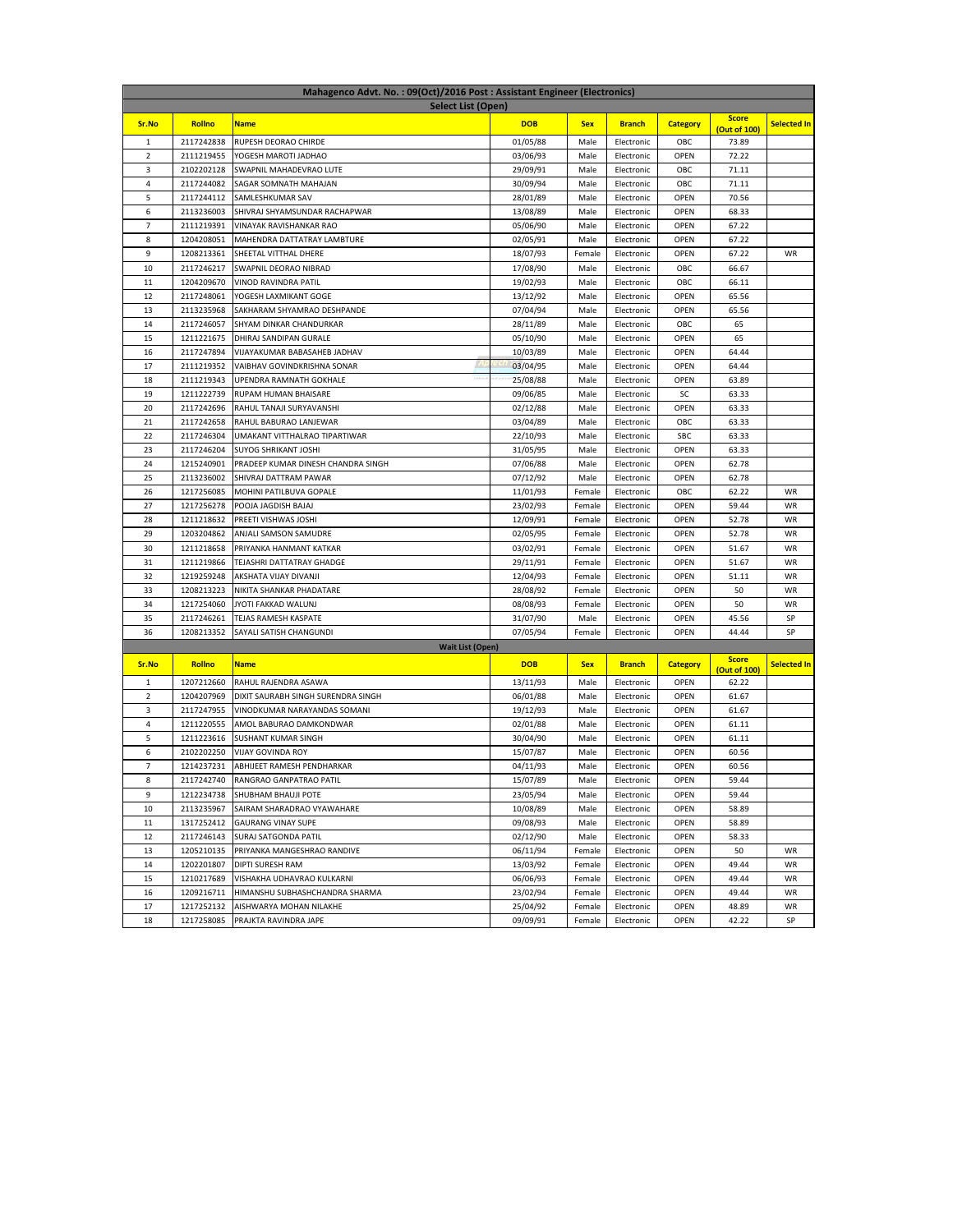# Mahagenco Advt. No. : 09(Oct)/2016 Post : Assistant Engineer (Electronics)

## Select List (Open)

| Sr.No | Rollno | Name | DOB | Sex | Branch | Category | Score (Out of 100) | Selected In |
|---|---|---|---|---|---|---|---|---|
| 1 | 2117242838 | RUPESH DEORAO CHIRDE | 01/05/88 | Male | Electronic | OBC | 73.89 | |
| 2 | 2111219455 | YOGESH MAROTI JADHAO | 03/06/93 | Male | Electronic | OPEN | 72.22 | |
| 3 | 2102202128 | SWAPNIL MAHADEVRAO LUTE | 29/09/91 | Male | Electronic | OBC | 71.11 | |
| 4 | 2117244082 | SAGAR SOMNATH MAHAJAN | 30/09/94 | Male | Electronic | OBC | 71.11 | |
| 5 | 2117244112 | SAMLESHKUMAR SAV | 28/01/89 | Male | Electronic | OPEN | 70.56 | |
| 6 | 2113236003 | SHIVRAJ SHYAMSUNDAR RACHAPWAR | 13/08/89 | Male | Electronic | OPEN | 68.33 | |
| 7 | 2111219391 | VINAYAK RAVISHANKAR RAO | 05/06/90 | Male | Electronic | OPEN | 67.22 | |
| 8 | 1204208051 | MAHENDRA DATTATRAY LAMBTURE | 02/05/91 | Male | Electronic | OPEN | 67.22 | |
| 9 | 1208213361 | SHEETAL VITTHAL DHERE | 18/07/93 | Female | Electronic | OPEN | 67.22 | WR |
| 10 | 2117246217 | SWAPNIL DEORAO NIBRAD | 17/08/90 | Male | Electronic | OBC | 66.67 | |
| 11 | 1204209670 | VINOD RAVINDRA PATIL | 19/02/93 | Male | Electronic | OBC | 66.11 | |
| 12 | 2117248061 | YOGESH LAXMIKANT GOGE | 13/12/92 | Male | Electronic | OPEN | 65.56 | |
| 13 | 2113235968 | SAKHARAM SHYAMRAO DESHPANDE | 07/04/94 | Male | Electronic | OPEN | 65.56 | |
| 14 | 2117246057 | SHYAM DINKAR CHANDURKAR | 28/11/89 | Male | Electronic | OBC | 65 | |
| 15 | 1211221675 | DHIRAJ SANDIPAN GURALE | 05/10/90 | Male | Electronic | OPEN | 65 | |
| 16 | 2117247894 | VIJAYAKUMAR BABASAHEB JADHAV | 10/03/89 | Male | Electronic | OPEN | 64.44 | |
| 17 | 2111219352 | VAIBHAV GOVINDKRISHNA SONAR | 03/04/95 | Male | Electronic | OPEN | 64.44 | |
| 18 | 2111219343 | UPENDRA RAMNATH GOKHALE | 25/08/88 | Male | Electronic | OPEN | 63.89 | |
| 19 | 1211222739 | RUPAM HUMAN BHAISARE | 09/06/85 | Male | Electronic | SC | 63.33 | |
| 20 | 2117242696 | RAHUL TANAJI SURYAVANSHI | 02/12/88 | Male | Electronic | OPEN | 63.33 | |
| 21 | 2117242658 | RAHUL BABURAO LANJEWAR | 03/04/89 | Male | Electronic | OBC | 63.33 | |
| 22 | 2117246304 | UMAKANT VITTHALRAO TIPARTIWAR | 22/10/93 | Male | Electronic | SBC | 63.33 | |
| 23 | 2117246204 | SUYOG SHRIKANT JOSHI | 31/05/95 | Male | Electronic | OPEN | 63.33 | |
| 24 | 1215240901 | PRADEEP KUMAR DINESH CHANDRA SINGH | 07/06/88 | Male | Electronic | OPEN | 62.78 | |
| 25 | 2113236002 | SHIVRAJ DATTRAM PAWAR | 07/12/92 | Male | Electronic | OPEN | 62.78 | |
| 26 | 1217256085 | MOHINI PATILBUVA GOPALE | 11/01/93 | Female | Electronic | OBC | 62.22 | WR |
| 27 | 1217256278 | POOJA JAGDISH BAJAJ | 23/02/93 | Female | Electronic | OPEN | 59.44 | WR |
| 28 | 1211218632 | PREETI VISHWAS JOSHI | 12/09/91 | Female | Electronic | OPEN | 52.78 | WR |
| 29 | 1203204862 | ANJALI SAMSON SAMUDRE | 02/05/95 | Female | Electronic | OPEN | 52.78 | WR |
| 30 | 1211218658 | PRIYANKA HANMANT KATKAR | 03/02/91 | Female | Electronic | OPEN | 51.67 | WR |
| 31 | 1211219866 | TEJASHRI DATTATRAY GHADGE | 29/11/91 | Female | Electronic | OPEN | 51.67 | WR |
| 32 | 1219259248 | AKSHATA VIJAY DIVANJI | 12/04/93 | Female | Electronic | OPEN | 51.11 | WR |
| 33 | 1208213223 | NIKITA SHANKAR PHADATARE | 28/08/92 | Female | Electronic | OPEN | 50 | WR |
| 34 | 1217254060 | JYOTI FAKKAD WALUNJ | 08/08/93 | Female | Electronic | OPEN | 50 | WR |
| 35 | 2117246261 | TEJAS RAMESH KASPATE | 31/07/90 | Male | Electronic | OPEN | 45.56 | SP |
| 36 | 1208213352 | SAYALI SATISH CHANGUNDI | 07/05/94 | Female | Electronic | OPEN | 44.44 | SP |

## Wait List (Open)

| Sr.No | Rollno | Name | DOB | Sex | Branch | Category | Score (Out of 100) | Selected In |
|---|---|---|---|---|---|---|---|---|
| 1 | 1207212660 | RAHUL RAJENDRA ASAWA | 13/11/93 | Male | Electronic | OPEN | 62.22 | |
| 2 | 1204207969 | DIXIT SAURABH SINGH SURENDRA SINGH | 06/01/88 | Male | Electronic | OPEN | 61.67 | |
| 3 | 2117247955 | VINODKUMAR NARAYANDAS SOMANI | 19/12/93 | Male | Electronic | OPEN | 61.67 | |
| 4 | 1211220555 | AMOL BABURAO DAMKONDWAR | 02/01/88 | Male | Electronic | OPEN | 61.11 | |
| 5 | 1211223616 | SUSHANT KUMAR SINGH | 30/04/90 | Male | Electronic | OPEN | 61.11 | |
| 6 | 2102202250 | VIJAY GOVINDA ROY | 15/07/87 | Male | Electronic | OPEN | 60.56 | |
| 7 | 1214237231 | ABHIJEET RAMESH PENDHARKAR | 04/11/93 | Male | Electronic | OPEN | 60.56 | |
| 8 | 2117242740 | RANGRAO GANPATRAO PATIL | 15/07/89 | Male | Electronic | OPEN | 59.44 | |
| 9 | 1212234738 | SHUBHAM BHAUJI POTE | 23/05/94 | Male | Electronic | OPEN | 59.44 | |
| 10 | 2113235967 | SAIRAM SHARADRAO VYAWAHARE | 10/08/89 | Male | Electronic | OPEN | 58.89 | |
| 11 | 1317252412 | GAURANG VINAY SUPE | 09/08/93 | Male | Electronic | OPEN | 58.89 | |
| 12 | 2117246143 | SURAJ SATGONDA PATIL | 02/12/90 | Male | Electronic | OPEN | 58.33 | |
| 13 | 1205210135 | PRIYANKA MANGESHRAO RANDIVE | 06/11/94 | Female | Electronic | OPEN | 50 | WR |
| 14 | 1202201807 | DIPTI SURESH RAM | 13/03/92 | Female | Electronic | OPEN | 49.44 | WR |
| 15 | 1210217689 | VISHAKHA UDHAVRAO KULKARNI | 06/06/93 | Female | Electronic | OPEN | 49.44 | WR |
| 16 | 1209216711 | HIMANSHU SUBHASHCHANDRA SHARMA | 23/02/94 | Female | Electronic | OPEN | 49.44 | WR |
| 17 | 1217252132 | AISHWARYA MOHAN NILAKHE | 25/04/92 | Female | Electronic | OPEN | 48.89 | WR |
| 18 | 1217258085 | PRAJKTA RAVINDRA JAPE | 09/09/91 | Female | Electronic | OPEN | 42.22 | SP |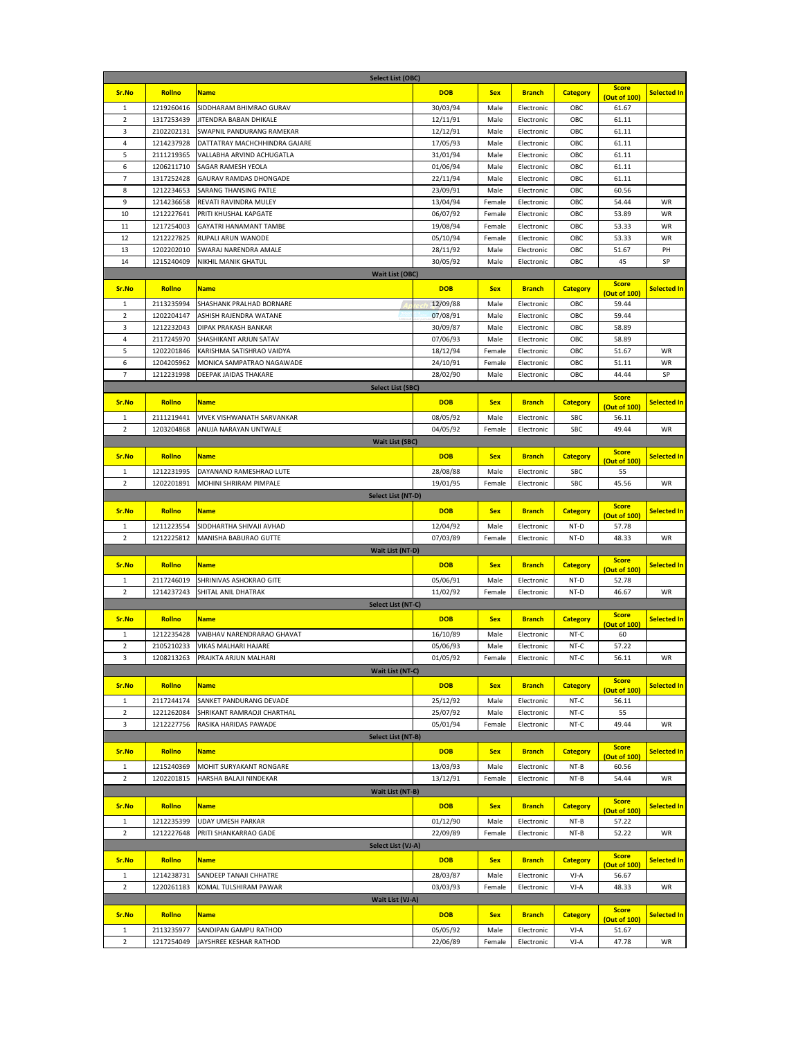### Select List (OBC)

| Sr.No | Rollno | Name | DOB | Sex | Branch | Category | Score (Out of 100) | Selected In |
|---|---|---|---|---|---|---|---|---|
| 1 | 1219260416 | SIDDHARAM BHIMRAO GURAV | 30/03/94 | Male | Electronic | OBC | 61.67 | |
| 2 | 1317253439 | JITENDRA BABAN DHIKALE | 12/11/91 | Male | Electronic | OBC | 61.11 | |
| 3 | 2102202131 | SWAPNIL PANDURANG RAMEKAR | 12/12/91 | Male | Electronic | OBC | 61.11 | |
| 4 | 1214237928 | DATTATRAY MACHCHHINDRA GAJARE | 17/05/93 | Male | Electronic | OBC | 61.11 | |
| 5 | 2111219365 | VALLABHA ARVIND ACHUGATLA | 31/01/94 | Male | Electronic | OBC | 61.11 | |
| 6 | 1206211710 | SAGAR RAMESH YEOLA | 01/06/94 | Male | Electronic | OBC | 61.11 | |
| 7 | 1317252428 | GAURAV RAMDAS DHONGADE | 22/11/94 | Male | Electronic | OBC | 61.11 | |
| 8 | 1212234653 | SARANG THANSING PATLE | 23/09/91 | Male | Electronic | OBC | 60.56 | |
| 9 | 1214236658 | REVATI RAVINDRA MULEY | 13/04/94 | Female | Electronic | OBC | 54.44 | WR |
| 10 | 1212227641 | PRITI KHUSHAL KAPGATE | 06/07/92 | Female | Electronic | OBC | 53.89 | WR |
| 11 | 1217254003 | GAYATRI HANAMANT TAMBE | 19/08/94 | Female | Electronic | OBC | 53.33 | WR |
| 12 | 1212227825 | RUPALI ARUN WANODE | 05/10/94 | Female | Electronic | OBC | 53.33 | WR |
| 13 | 1202202010 | SWARAJ NARENDRA AMALE | 28/11/92 | Male | Electronic | OBC | 51.67 | PH |
| 14 | 1215240409 | NIKHIL MANIK GHATUL | 30/05/92 | Male | Electronic | OBC | 45 | SP |

### Wait List (OBC)

| Sr.No | Rollno | Name | DOB | Sex | Branch | Category | Score (Out of 100) | Selected In |
|---|---|---|---|---|---|---|---|---|
| 1 | 2113235994 | SHASHANK PRALHAD BORNARE | 12/09/88 | Male | Electronic | OBC | 59.44 | |
| 2 | 1202204147 | ASHISH RAJENDRA WATANE | 07/08/91 | Male | Electronic | OBC | 59.44 | |
| 3 | 1212232043 | DIPAK PRAKASH BANKAR | 30/09/87 | Male | Electronic | OBC | 58.89 | |
| 4 | 2117245970 | SHASHIKANT ARJUN SATAV | 07/06/93 | Male | Electronic | OBC | 58.89 | |
| 5 | 1202201846 | KARISHMA SATISHRAO VAIDYA | 18/12/94 | Female | Electronic | OBC | 51.67 | WR |
| 6 | 1204205962 | MONICA SAMPATRAO NAGAWADE | 24/10/91 | Female | Electronic | OBC | 51.11 | WR |
| 7 | 1212231998 | DEEPAK JAIDAS THAKARE | 28/02/90 | Male | Electronic | OBC | 44.44 | SP |

### Select List (SBC)

| Sr.No | Rollno | Name | DOB | Sex | Branch | Category | Score (Out of 100) | Selected In |
|---|---|---|---|---|---|---|---|---|
| 1 | 2111219441 | VIVEK VISHWANATH SARVANKAR | 08/05/92 | Male | Electronic | SBC | 56.11 | |
| 2 | 1203204868 | ANUJA NARAYAN UNTWALE | 04/05/92 | Female | Electronic | SBC | 49.44 | WR |

### Wait List (SBC)

| Sr.No | Rollno | Name | DOB | Sex | Branch | Category | Score (Out of 100) | Selected In |
|---|---|---|---|---|---|---|---|---|
| 1 | 1212231995 | DAYANAND RAMESHRAO LUTE | 28/08/88 | Male | Electronic | SBC | 55 | |
| 2 | 1202201891 | MOHINI SHRIRAM PIMPALE | 19/01/95 | Female | Electronic | SBC | 45.56 | WR |

### Select List (NT-D)

| Sr.No | Rollno | Name | DOB | Sex | Branch | Category | Score (Out of 100) | Selected In |
|---|---|---|---|---|---|---|---|---|
| 1 | 1211223554 | SIDDHARTHA SHIVAJI AVHAD | 12/04/92 | Male | Electronic | NT-D | 57.78 | |
| 2 | 1212225812 | MANISHA BABURAO GUTTE | 07/03/89 | Female | Electronic | NT-D | 48.33 | WR |

### Wait List (NT-D)

| Sr.No | Rollno | Name | DOB | Sex | Branch | Category | Score (Out of 100) | Selected In |
|---|---|---|---|---|---|---|---|---|
| 1 | 2117246019 | SHRINIVAS ASHOKRAO GITE | 05/06/91 | Male | Electronic | NT-D | 52.78 | |
| 2 | 1214237243 | SHITAL ANIL DHATRAK | 11/02/92 | Female | Electronic | NT-D | 46.67 | WR |

### Select List (NT-C)

| Sr.No | Rollno | Name | DOB | Sex | Branch | Category | Score (Out of 100) | Selected In |
|---|---|---|---|---|---|---|---|---|
| 1 | 1212235428 | VAIBHAV NARENDRARAO GHAVAT | 16/10/89 | Male | Electronic | NT-C | 60 | |
| 2 | 2105210233 | VIKAS MALHARI HAJARE | 05/06/93 | Male | Electronic | NT-C | 57.22 | |
| 3 | 1208213263 | PRAJKTA ARJUN MALHARI | 01/05/92 | Female | Electronic | NT-C | 56.11 | WR |

### Wait List (NT-C)

| Sr.No | Rollno | Name | DOB | Sex | Branch | Category | Score (Out of 100) | Selected In |
|---|---|---|---|---|---|---|---|---|
| 1 | 2117244174 | SANKET PANDURANG DEVADE | 25/12/92 | Male | Electronic | NT-C | 56.11 | |
| 2 | 1221262084 | SHRIKANT RAMRAOJI CHARTHAL | 25/07/92 | Male | Electronic | NT-C | 55 | |
| 3 | 1212227756 | RASIKA HARIDAS PAWADE | 05/01/94 | Female | Electronic | NT-C | 49.44 | WR |

### Select List (NT-B)

| Sr.No | Rollno | Name | DOB | Sex | Branch | Category | Score (Out of 100) | Selected In |
|---|---|---|---|---|---|---|---|---|
| 1 | 1215240369 | MOHIT SURYAKANT RONGARE | 13/03/93 | Male | Electronic | NT-B | 60.56 | |
| 2 | 1202201815 | HARSHA BALAJI NINDEKAR | 13/12/91 | Female | Electronic | NT-B | 54.44 | WR |

### Wait List (NT-B)

| Sr.No | Rollno | Name | DOB | Sex | Branch | Category | Score (Out of 100) | Selected In |
|---|---|---|---|---|---|---|---|---|
| 1 | 1212235399 | UDAY UMESH PARKAR | 01/12/90 | Male | Electronic | NT-B | 57.22 | |
| 2 | 1212227648 | PRITI SHANKARRAO GADE | 22/09/89 | Female | Electronic | NT-B | 52.22 | WR |

### Select List (VJ-A)

| Sr.No | Rollno | Name | DOB | Sex | Branch | Category | Score (Out of 100) | Selected In |
|---|---|---|---|---|---|---|---|---|
| 1 | 1214238731 | SANDEEP TANAJI CHHATRE | 28/03/87 | Male | Electronic | VJ-A | 56.67 | |
| 2 | 1220261183 | KOMAL TULSHIRAM PAWAR | 03/03/93 | Female | Electronic | VJ-A | 48.33 | WR |

### Wait List (VJ-A)

| Sr.No | Rollno | Name | DOB | Sex | Branch | Category | Score (Out of 100) | Selected In |
|---|---|---|---|---|---|---|---|---|
| 1 | 2113235977 | SANDIPAN GAMPU RATHOD | 05/05/92 | Male | Electronic | VJ-A | 51.67 | |
| 2 | 1217254049 | JAYSHREE KESHAR RATHOD | 22/06/89 | Female | Electronic | VJ-A | 47.78 | WR |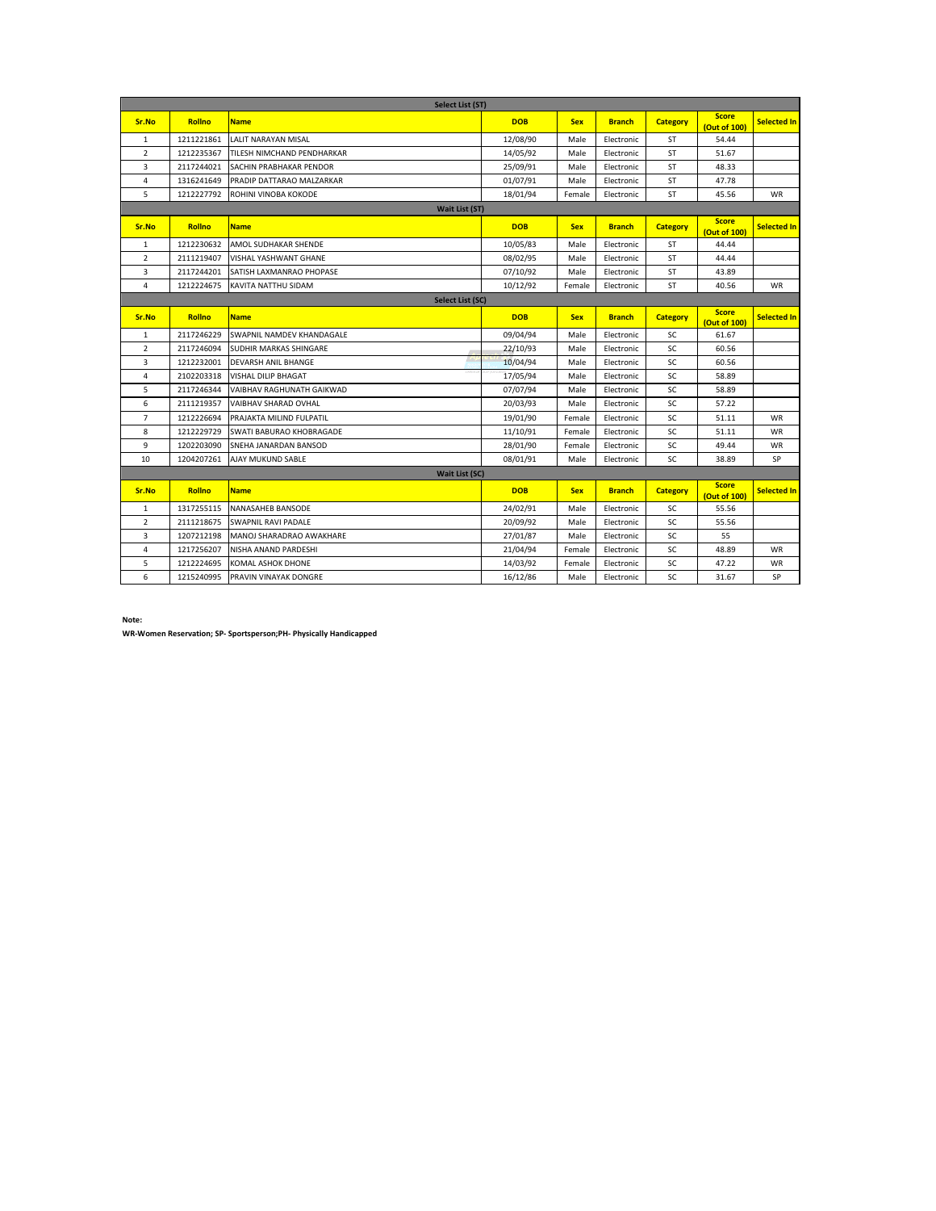**Select List (ST)**

| Sr.No | Rollno | Name | DOB | Sex | Branch | Category | Score (Out of 100) | Selected In |
|---|---|---|---|---|---|---|---|---|
| 1 | 1211221861 | LALIT NARAYAN MISAL | 12/08/90 | Male | Electronic | ST | 54.44 | |
| 2 | 1212235367 | TILESH NIMCHAND PENDHARKAR | 14/05/92 | Male | Electronic | ST | 51.67 | |
| 3 | 2117244021 | SACHIN PRABHAKAR PENDOR | 25/09/91 | Male | Electronic | ST | 48.33 | |
| 4 | 1316241649 | PRADIP DATTARAO MALZARKAR | 01/07/91 | Male | Electronic | ST | 47.78 | |
| 5 | 1212227792 | ROHINI VINOBA KOKODE | 18/01/94 | Female | Electronic | ST | 45.56 | WR |

**Wait List (ST)**

| Sr.No | Rollno | Name | DOB | Sex | Branch | Category | Score (Out of 100) | Selected In |
|---|---|---|---|---|---|---|---|---|
| 1 | 1212230632 | AMOL SUDHAKAR SHENDE | 10/05/83 | Male | Electronic | ST | 44.44 | |
| 2 | 2111219407 | VISHAL YASHWANT GHANE | 08/02/95 | Male | Electronic | ST | 44.44 | |
| 3 | 2117244201 | SATISH LAXMANRAO PHOPASE | 07/10/92 | Male | Electronic | ST | 43.89 | |
| 4 | 1212224675 | KAVITA NATTHU SIDAM | 10/12/92 | Female | Electronic | ST | 40.56 | WR |

**Select List (SC)**

| Sr.No | Rollno | Name | DOB | Sex | Branch | Category | Score (Out of 100) | Selected In |
|---|---|---|---|---|---|---|---|---|
| 1 | 2117246229 | SWAPNIL NAMDEV KHANDAGALE | 09/04/94 | Male | Electronic | SC | 61.67 | |
| 2 | 2117246094 | SUDHIR MARKAS SHINGARE | 22/10/93 | Male | Electronic | SC | 60.56 | |
| 3 | 1212232001 | DEVARSH ANIL BHANGE | 10/04/94 | Male | Electronic | SC | 60.56 | |
| 4 | 2102203318 | VISHAL DILIP BHAGAT | 17/05/94 | Male | Electronic | SC | 58.89 | |
| 5 | 2117246344 | VAIBHAV RAGHUNATH GAIKWAD | 07/07/94 | Male | Electronic | SC | 58.89 | |
| 6 | 2111219357 | VAIBHAV SHARAD OVHAL | 20/03/93 | Male | Electronic | SC | 57.22 | |
| 7 | 1212226694 | PRAJAKTA MILIND FULPATIL | 19/01/90 | Female | Electronic | SC | 51.11 | WR |
| 8 | 1212229729 | SWATI BABURAO KHOBRAGADE | 11/10/91 | Female | Electronic | SC | 51.11 | WR |
| 9 | 1202203090 | SNEHA JANARDAN BANSOD | 28/01/90 | Female | Electronic | SC | 49.44 | WR |
| 10 | 1204207261 | AJAY MUKUND SABLE | 08/01/91 | Male | Electronic | SC | 38.89 | SP |

**Wait List (SC)**

| Sr.No | Rollno | Name | DOB | Sex | Branch | Category | Score (Out of 100) | Selected In |
|---|---|---|---|---|---|---|---|---|
| 1 | 1317255115 | NANASAHEB BANSODE | 24/02/91 | Male | Electronic | SC | 55.56 | |
| 2 | 2111218675 | SWAPNIL RAVI PADALE | 20/09/92 | Male | Electronic | SC | 55.56 | |
| 3 | 1207212198 | MANOJ SHARADRAO AWAKHARE | 27/01/87 | Male | Electronic | SC | 55 | |
| 4 | 1217256207 | NISHA ANAND PARDESHI | 21/04/94 | Female | Electronic | SC | 48.89 | WR |
| 5 | 1212224695 | KOMAL ASHOK DHONE | 14/03/92 | Female | Electronic | SC | 47.22 | WR |
| 6 | 1215240995 | PRAVIN VINAYAK DONGRE | 16/12/86 | Male | Electronic | SC | 31.67 | SP |

**Note:**

**WR-Women Reservation; SP- Sportsperson;PH- Physically Handicapped**